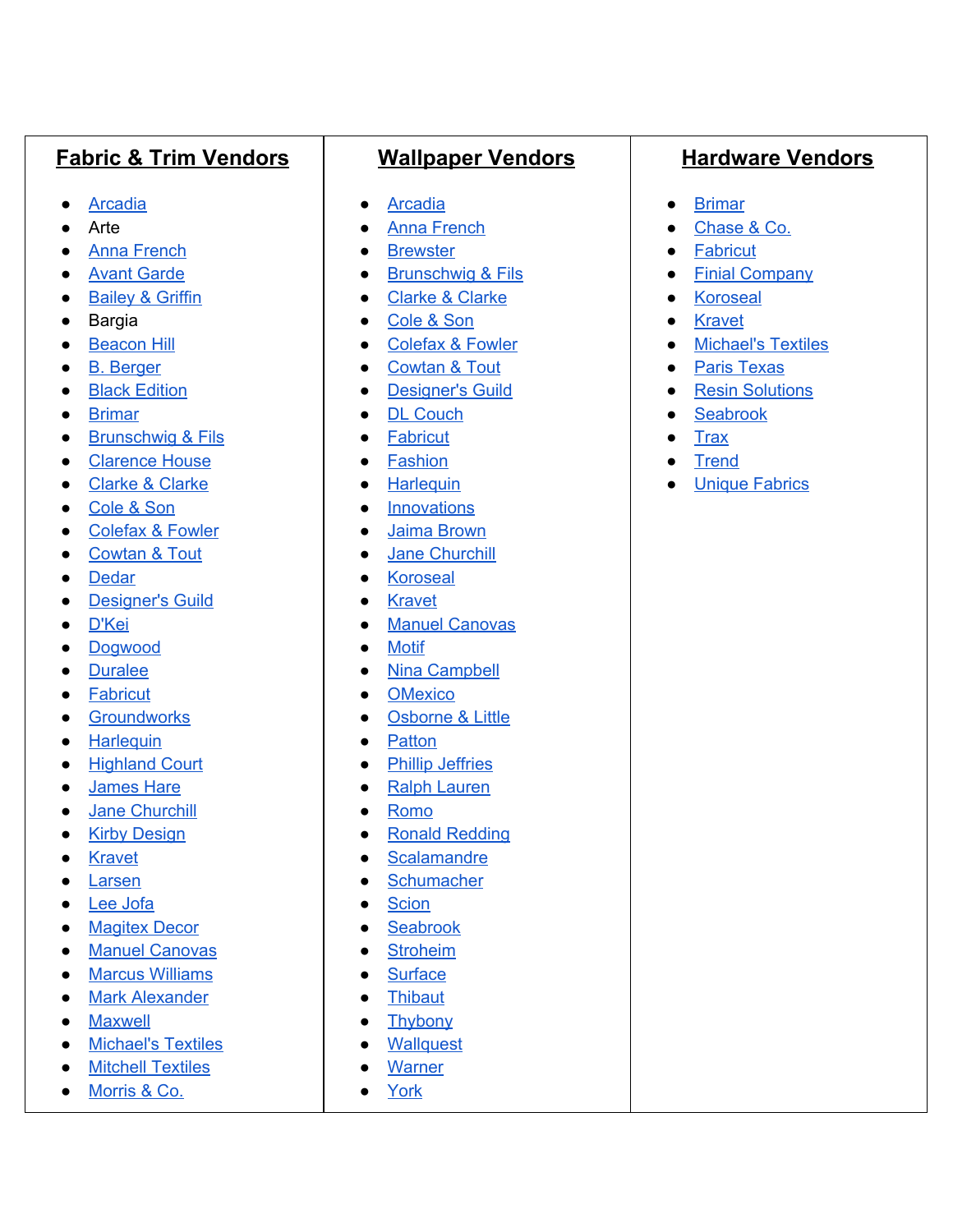## Fabric & Trim Vendors

- Arcadia
- Arte
- Anna French
- Avant Garde
- Bailey & Griffin
- Bargia
- Beacon Hill
- B. Berger
- Black Edition
- Brimar
- Brunschwig & Fils
- Clarence House
- Clarke & Clarke
- Cole & Son
- Colefax & Fowler
- Cowtan & Tout
- Dedar
- Designer's Guild
- D'Kei
- Dogwood
- Duralee
- Fabricut
- Groundworks
- Harlequin
- Highland Court
- James Hare
- Jane Churchill
- Kirby Design
- Kravet
- Larsen
- Lee Jofa
- Magitex Decor
- Manuel Canovas
- Marcus Williams
- Mark Alexander
- Maxwell
- Michael's Textiles
- Mitchell Textiles
- Morris & Co.

## Wallpaper Vendors

- Arcadia
- Anna French
- Brewster
- Brunschwig & Fils
- Clarke & Clarke
- Cole & Son
- Colefax & Fowler
- Cowtan & Tout
- Designer's Guild
- DL Couch
- Fabricut
- Fashion
- Harlequin
- Innovations
- Jaima Brown
- Jane Churchill
- Koroseal
- Kravet
- Manuel Canovas
- Motif
- Nina Campbell
- OMexico
- Osborne & Little
- Patton
- Phillip Jeffries
- Ralph Lauren
- Romo
- Ronald Redding
- Scalamandre
- Schumacher
- Scion
- Seabrook
- Stroheim
- Surface
- Thibaut
- Thybony
- Wallquest
- Warner
- York

## Hardware Vendors

- Brimar
- Chase & Co.
- Fabricut
- Finial Company
- Koroseal
- Kravet
- Michael's Textiles
- Paris Texas
- Resin Solutions
- Seabrook
- Trax
- Trend
- Unique Fabrics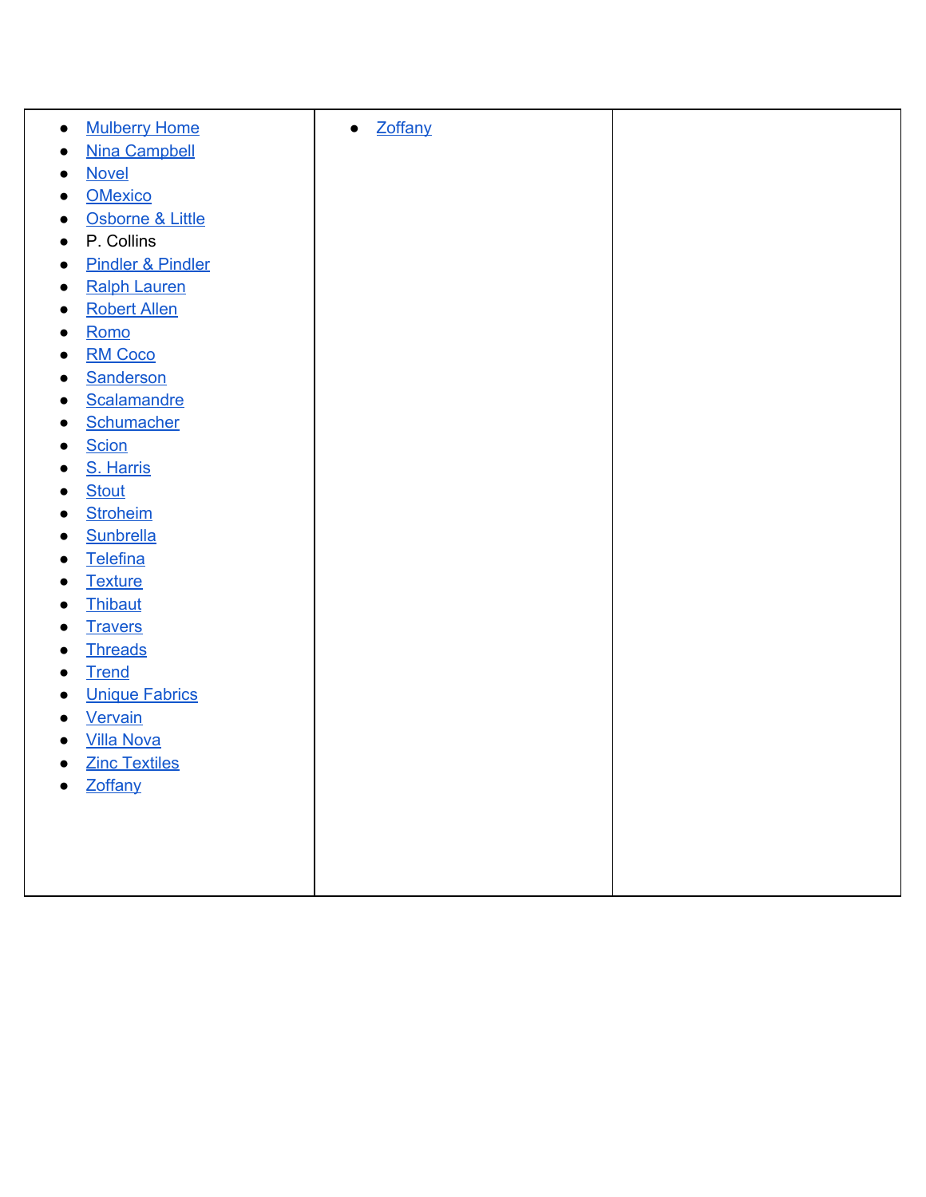| | | |
|---|---|---|
| <ul><li>Mulberry Home</li><li>Nina Campbell</li><li>Novel</li><li>OMexico</li><li>Osborne & Little</li><li>P. Collins</li><li>Pindler & Pindler</li><li>Ralph Lauren</li><li>Robert Allen</li><li>Romo</li><li>RM Coco</li><li>Sanderson</li><li>Scalamandre</li><li>Schumacher</li><li>Scion</li><li>S. Harris</li><li>Stout</li><li>Stroheim</li><li>Sunbrella</li><li>Telefina</li><li>Texture</li><li>Thibaut</li><li>Travers</li><li>Threads</li><li>Trend</li><li>Unique Fabrics</li><li>Vervain</li><li>Villa Nova</li><li>Zinc Textiles</li><li>Zoffany</li></ul> | <ul><li>Zoffany</li></ul> | |